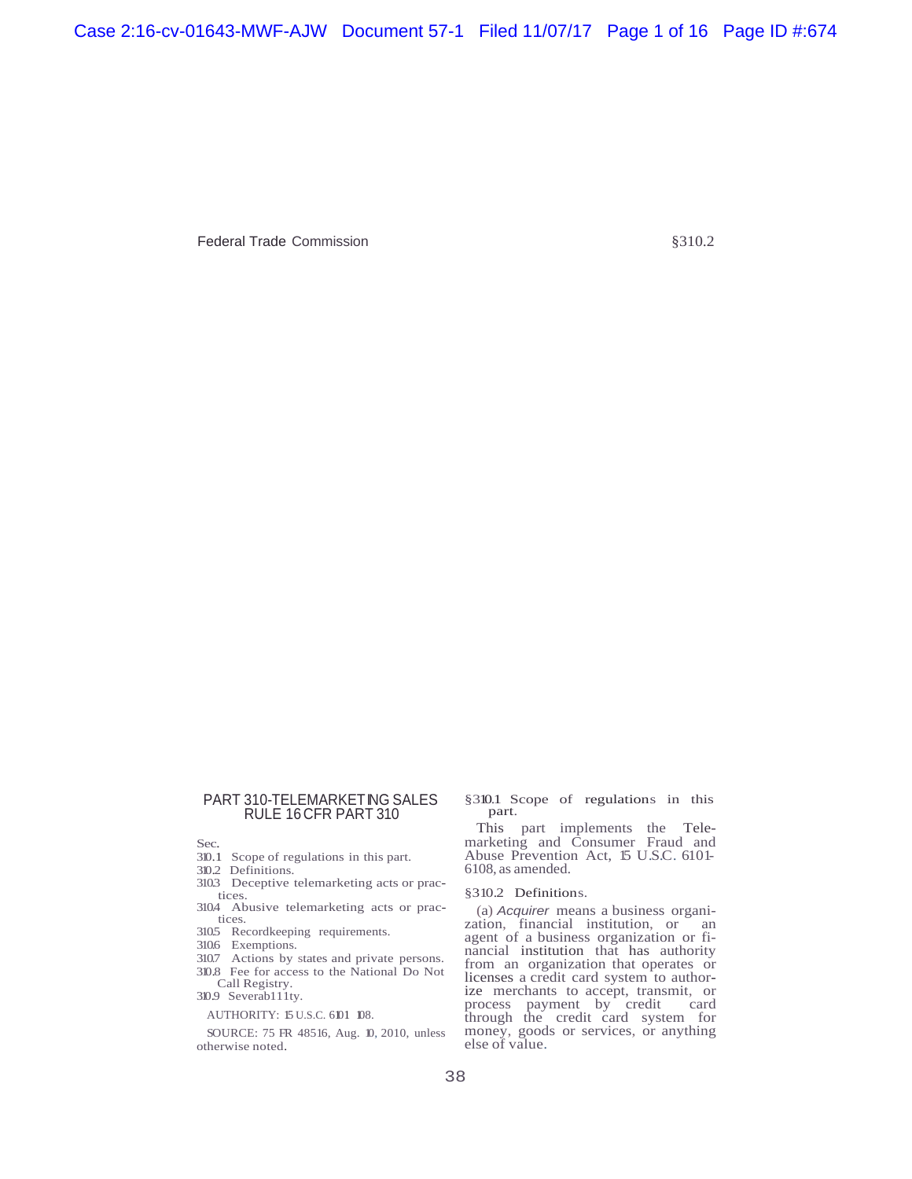# PART 310-TELEMARKETING SALES RULE 16 CFR PART 310

Sec.

310.1 Scope of regulations in this part.

310.2 Definitions.

310.3 Deceptive telemarketing acts or practices.

310.4 Abusive telemarketing acts or practices.

310.5 Recordkeeping requirements.

310.6 Exemptions.

310.7 Actions by states and private persons.

310.8 Fee for access to the National Do Not Call Registry.

310.9 Severab111ty.

AUTHORITY: 15 U.S.C. 6101 108.

SOURCE: 75 FR 48516, Aug. 10, 2010, unless otherwise noted.

## §310.1 Scope of regulations in this part.

This part implements the Telemarketing and Consumer Fraud and Abuse Prevention Act, 15 U.S.C. 6101-6108, as amended.

## §310.2 Definitions.

(a) *Acquirer* means a business organization, financial institution, or an agent of a business organization or financial institution that has authority from an organization that operates or licenses a credit card system to authorize merchants to accept, transmit, or process payment by credit card through the credit card system for money, goods or services, or anything else of value.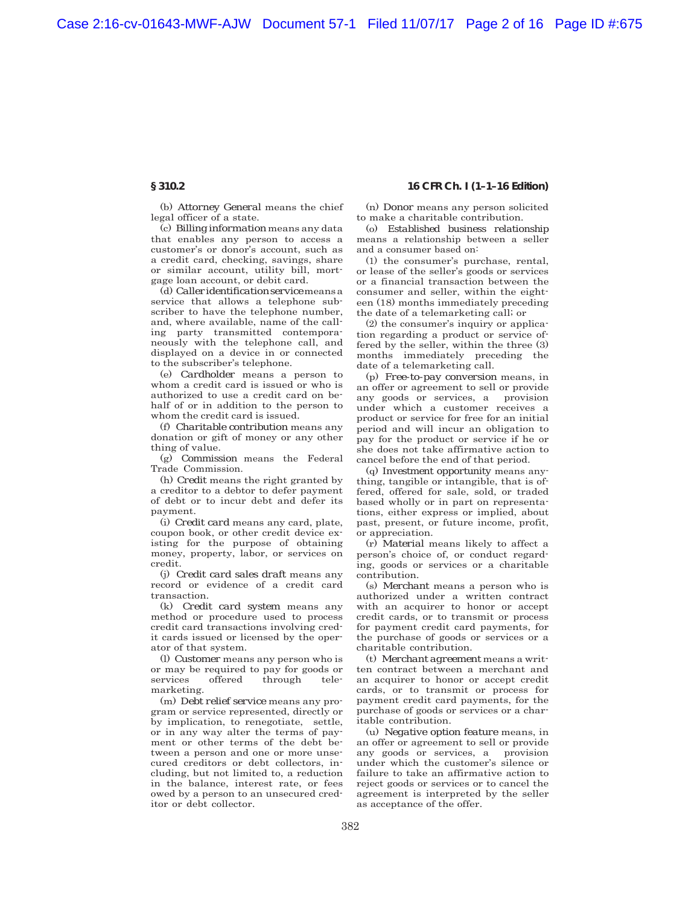(b) *Attorney General* means the chief legal officer of a state.

(c) *Billing information* means any data that enables any person to access a customer's or donor's account, such as a credit card, checking, savings, share or similar account, utility bill, mortgage loan account, or debit card.

(d) *Caller identification service* means a service that allows a telephone subscriber to have the telephone number, and, where available, name of the calling party transmitted contemporaneously with the telephone call, and displayed on a device in or connected to the subscriber's telephone.

(e) *Cardholder* means a person to whom a credit card is issued or who is authorized to use a credit card on behalf of or in addition to the person to whom the credit card is issued.

(f) *Charitable contribution* means any donation or gift of money or any other thing of value.

(g) *Commission* means the Federal Trade Commission.

(h) *Credit* means the right granted by a creditor to a debtor to defer payment of debt or to incur debt and defer its payment.

(i) *Credit card* means any card, plate, coupon book, or other credit device existing for the purpose of obtaining money, property, labor, or services on credit.

(j) *Credit card sales draft* means any record or evidence of a credit card transaction.

(k) *Credit card system* means any method or procedure used to process credit card transactions involving credit cards issued or licensed by the operator of that system.

(l) *Customer* means any person who is or may be required to pay for goods or services offered through telemarketing.

(m) *Debt relief service* means any program or service represented, directly or by implication, to renegotiate, settle, or in any way alter the terms of payment or other terms of the debt between a person and one or more unsecured creditors or debt collectors, including, but not limited to, a reduction in the balance, interest rate, or fees owed by a person to an unsecured creditor or debt collector.

(n) *Donor* means any person solicited to make a charitable contribution.

(o) *Established business relationship* means a relationship between a seller and a consumer based on:

(1) the consumer's purchase, rental, or lease of the seller's goods or services or a financial transaction between the consumer and seller, within the eighteen (18) months immediately preceding the date of a telemarketing call; or

(2) the consumer's inquiry or application regarding a product or service offered by the seller, within the three (3) months immediately preceding the date of a telemarketing call.

(p) *Free-to-pay conversion* means, in an offer or agreement to sell or provide any goods or services, a provision under which a customer receives a product or service for free for an initial period and will incur an obligation to pay for the product or service if he or she does not take affirmative action to cancel before the end of that period.

(q) *Investment opportunity* means anything, tangible or intangible, that is offered, offered for sale, sold, or traded based wholly or in part on representations, either express or implied, about past, present, or future income, profit, or appreciation.

(r) *Material* means likely to affect a person's choice of, or conduct regarding, goods or services or a charitable contribution.

(s) *Merchant* means a person who is authorized under a written contract with an acquirer to honor or accept credit cards, or to transmit or process for payment credit card payments, for the purchase of goods or services or a charitable contribution.

(t) *Merchant agreement* means a written contract between a merchant and an acquirer to honor or accept credit cards, or to transmit or process for payment credit card payments, for the purchase of goods or services or a charitable contribution.

(u) *Negative option feature* means, in an offer or agreement to sell or provide any goods or services, a provision under which the customer's silence or failure to take an affirmative action to reject goods or services or to cancel the agreement is interpreted by the seller as acceptance of the offer.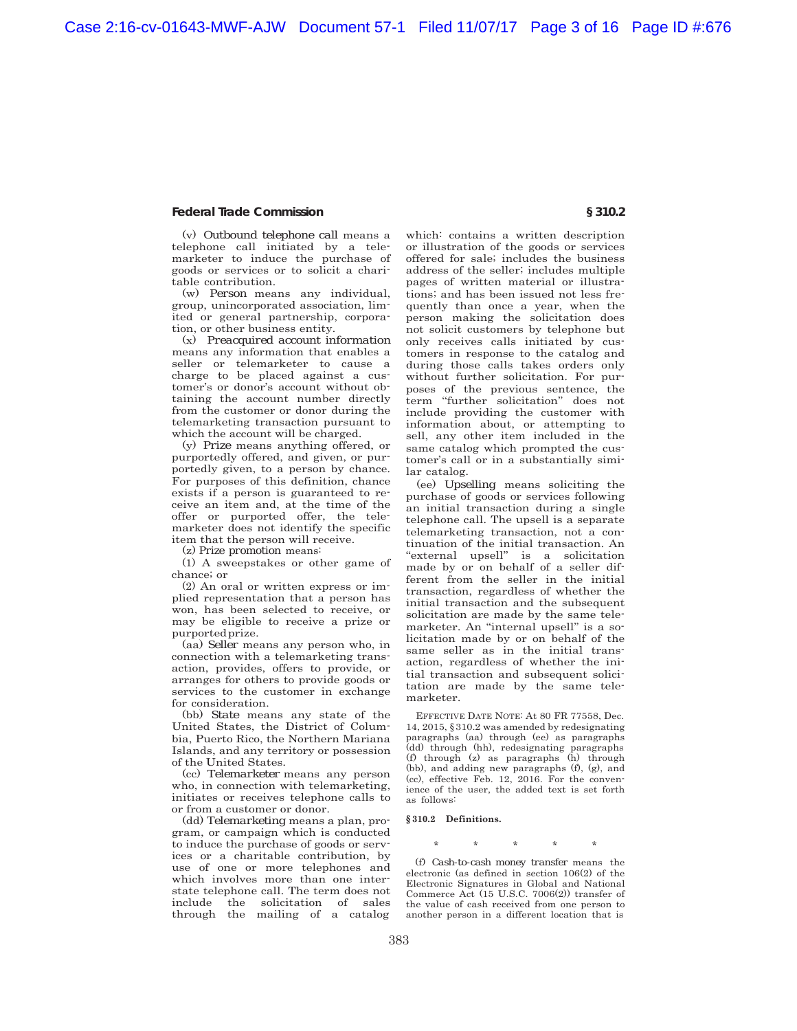(v) *Outbound telephone call* means a telephone call initiated by a telemarketer to induce the purchase of goods or services or to solicit a charitable contribution.

(w) *Person* means any individual, group, unincorporated association, limited or general partnership, corporation, or other business entity.

(x) *Preacquired account information* means any information that enables a seller or telemarketer to cause a charge to be placed against a customer's or donor's account without obtaining the account number directly from the customer or donor during the telemarketing transaction pursuant to which the account will be charged.

(y) *Prize* means anything offered, or purportedly offered, and given, or purportedly given, to a person by chance. For purposes of this definition, chance exists if a person is guaranteed to receive an item and, at the time of the offer or purported offer, the telemarketer does not identify the specific item that the person will receive.

(z) *Prize promotion* means:

(1) A sweepstakes or other game of chance; or

(2) An oral or written express or implied representation that a person has won, has been selected to receive, or may be eligible to receive a prize or purported prize.

(aa) *Seller* means any person who, in connection with a telemarketing transaction, provides, offers to provide, or arranges for others to provide goods or services to the customer in exchange for consideration.

(bb) *State* means any state of the United States, the District of Columbia, Puerto Rico, the Northern Mariana Islands, and any territory or possession of the United States.

(cc) *Telemarketer* means any person who, in connection with telemarketing, initiates or receives telephone calls to or from a customer or donor.

(dd) *Telemarketing* means a plan, program, or campaign which is conducted to induce the purchase of goods or services or a charitable contribution, by use of one or more telephones and which involves more than one interstate telephone call. The term does not include the solicitation of sales through the mailing of a catalog which: contains a written description or illustration of the goods or services offered for sale; includes the business address of the seller; includes multiple pages of written material or illustrations; and has been issued not less frequently than once a year, when the person making the solicitation does not solicit customers by telephone but only receives calls initiated by customers in response to the catalog and during those calls takes orders only without further solicitation. For purposes of the previous sentence, the term "further solicitation" does not include providing the customer with information about, or attempting to sell, any other item included in the same catalog which prompted the customer's call or in a substantially similar catalog.

(ee) *Upselling* means soliciting the purchase of goods or services following an initial transaction during a single telephone call. The upsell is a separate telemarketing transaction, not a continuation of the initial transaction. An "external upsell" is a solicitation made by or on behalf of a seller different from the seller in the initial transaction, regardless of whether the initial transaction and the subsequent solicitation are made by the same telemarketer. An "internal upsell" is a solicitation made by or on behalf of the same seller as in the initial transaction, regardless of whether the initial transaction and subsequent solicitation are made by the same telemarketer.

EFFECTIVE DATE NOTE: At 80 FR 77558, Dec. 14, 2015, §310.2 was amended by redesignating paragraphs (aa) through (ee) as paragraphs (dd) through (hh), redesignating paragraphs (f) through (z) as paragraphs (h) through (bb), and adding new paragraphs (f), (g), and (cc), effective Feb. 12, 2016. For the convenience of the user, the added text is set forth as follows:

**§ 310.2 Definitions.**

\* \* \* \* \*

(f) *Cash-to-cash money transfer* means the electronic (as defined in section 106(2) of the Electronic Signatures in Global and National Commerce Act (15 U.S.C. 7006(2)) transfer of the value of cash received from one person to another person in a different location that is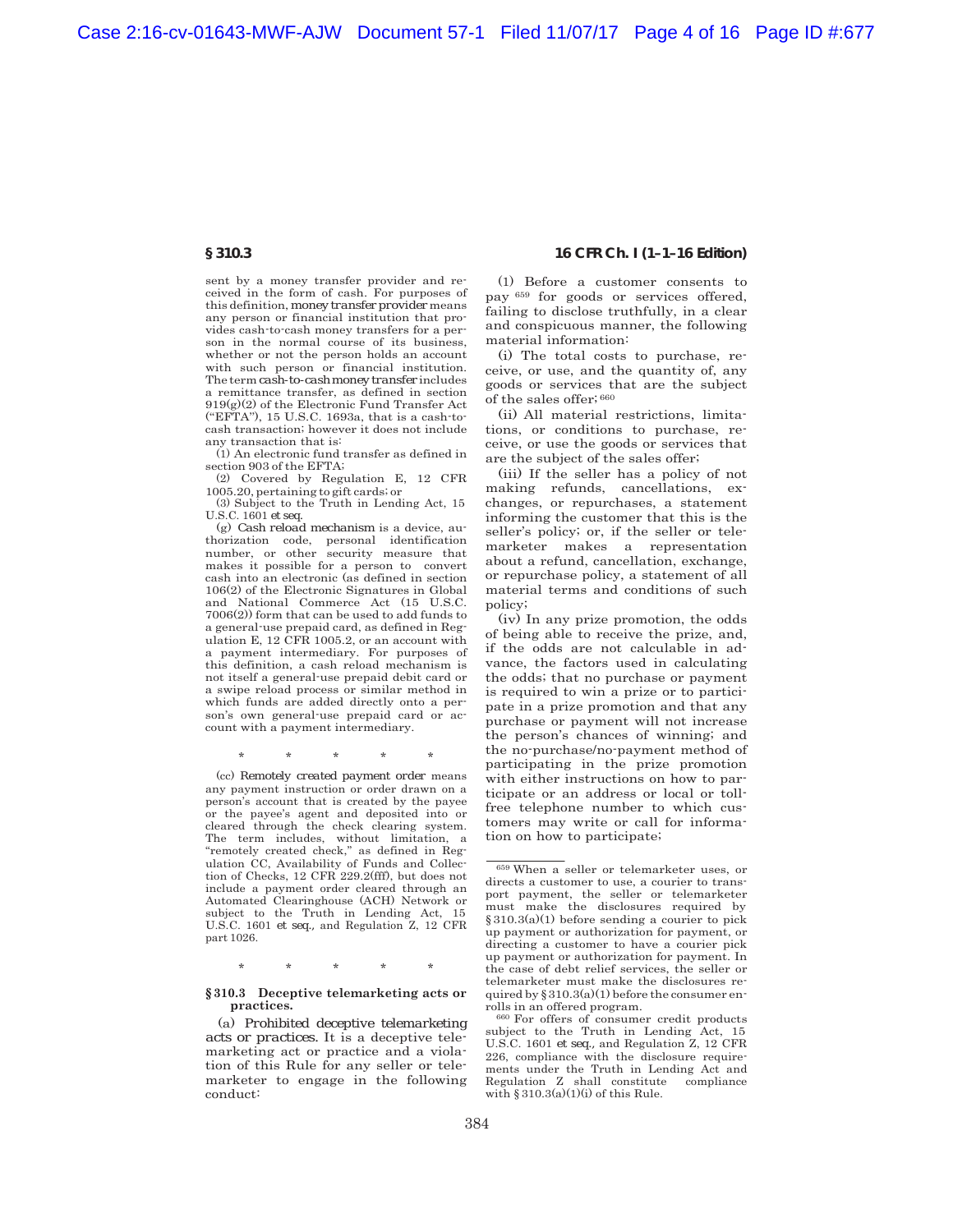sent by a money transfer provider and received in the form of cash. For purposes of this definition, *money transfer provider* means any person or financial institution that provides cash-to-cash money transfers for a person in the normal course of its business, whether or not the person holds an account with such person or financial institution. The term *cash-to-cash money transfer* includes a remittance transfer, as defined in section 919(g)(2) of the Electronic Fund Transfer Act ("EFTA"), 15 U.S.C. 1693a, that is a cash-to-cash transaction; however it does not include any transaction that is:

(1) An electronic fund transfer as defined in section 903 of the EFTA;

(2) Covered by Regulation E, 12 CFR 1005.20, pertaining to gift cards; or

(3) Subject to the Truth in Lending Act, 15 U.S.C. 1601 *et seq.*

(g) *Cash reload mechanism* is a device, authorization code, personal identification number, or other security measure that makes it possible for a person to convert cash into an electronic (as defined in section 106(2) of the Electronic Signatures in Global and National Commerce Act (15 U.S.C. 7006(2)) form that can be used to add funds to a general-use prepaid card, as defined in Regulation E, 12 CFR 1005.2, or an account with a payment intermediary. For purposes of this definition, a cash reload mechanism is not itself a general-use prepaid debit card or a swipe reload process or similar method in which funds are added directly onto a person's own general-use prepaid card or account with a payment intermediary.

\* \* \* \* \*

(cc) *Remotely created payment order* means any payment instruction or order drawn on a person's account that is created by the payee or the payee's agent and deposited into or cleared through the check clearing system. The term includes, without limitation, a "remotely created check," as defined in Regulation CC, Availability of Funds and Collection of Checks, 12 CFR 229.2(fff), but does not include a payment order cleared through an Automated Clearinghouse (ACH) Network or subject to the Truth in Lending Act, 15 U.S.C. 1601 *et seq.*, and Regulation Z, 12 CFR part 1026.

\* \* \* \* \*

### § 310.3 Deceptive telemarketing acts or practices.

(a) *Prohibited deceptive telemarketing acts or practices.* It is a deceptive telemarketing act or practice and a violation of this Rule for any seller or telemarketer to engage in the following conduct:

(1) Before a customer consents to pay [659] for goods or services offered, failing to disclose truthfully, in a clear and conspicuous manner, the following material information:

(i) The total costs to purchase, receive, or use, and the quantity of, any goods or services that are the subject of the sales offer; [660]

(ii) All material restrictions, limitations, or conditions to purchase, receive, or use the goods or services that are the subject of the sales offer;

(iii) If the seller has a policy of not making refunds, cancellations, exchanges, or repurchases, a statement informing the customer that this is the seller's policy; or, if the seller or telemarketer makes a representation about a refund, cancellation, exchange, or repurchase policy, a statement of all material terms and conditions of such policy;

(iv) In any prize promotion, the odds of being able to receive the prize, and, if the odds are not calculable in advance, the factors used in calculating the odds; that no purchase or payment is required to win a prize or to participate in a prize promotion and that any purchase or payment will not increase the person's chances of winning; and the no-purchase/no-payment method of participating in the prize promotion with either instructions on how to participate or an address or local or toll-free telephone number to which customers may write or call for information on how to participate;

---

[659] When a seller or telemarketer uses, or directs a customer to use, a courier to transport payment, the seller or telemarketer must make the disclosures required by § 310.3(a)(1) before sending a courier to pick up payment or authorization for payment, or directing a customer to have a courier pick up payment or authorization for payment. In the case of debt relief services, the seller or telemarketer must make the disclosures required by § 310.3(a)(1) before the consumer enrolls in an offered program.

[660] For offers of consumer credit products subject to the Truth in Lending Act, 15 U.S.C. 1601 *et seq.*, and Regulation Z, 12 CFR 226, compliance with the disclosure requirements under the Truth in Lending Act and Regulation Z shall constitute compliance with § 310.3(a)(1)(i) of this Rule.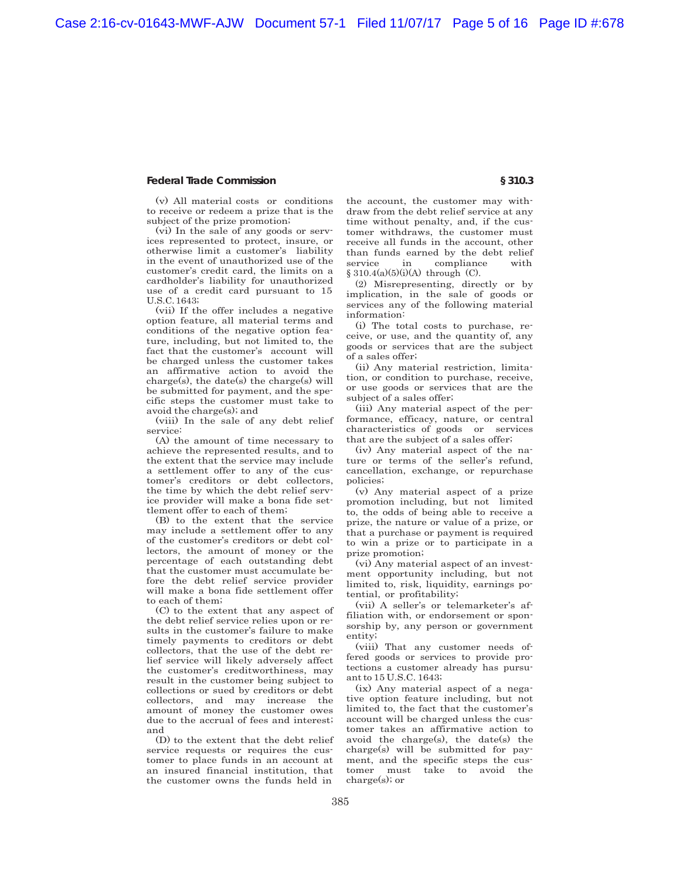(v) All material costs or conditions to receive or redeem a prize that is the subject of the prize promotion;

(vi) In the sale of any goods or services represented to protect, insure, or otherwise limit a customer's liability in the event of unauthorized use of the customer's credit card, the limits on a cardholder's liability for unauthorized use of a credit card pursuant to 15 U.S.C. 1643;

(vii) If the offer includes a negative option feature, all material terms and conditions of the negative option feature, including, but not limited to, the fact that the customer's account will be charged unless the customer takes an affirmative action to avoid the charge(s), the date(s) the charge(s) will be submitted for payment, and the specific steps the customer must take to avoid the charge(s); and

(viii) In the sale of any debt relief service:

(A) the amount of time necessary to achieve the represented results, and to the extent that the service may include a settlement offer to any of the customer's creditors or debt collectors, the time by which the debt relief service provider will make a bona fide settlement offer to each of them;

(B) to the extent that the service may include a settlement offer to any of the customer's creditors or debt collectors, the amount of money or the percentage of each outstanding debt that the customer must accumulate before the debt relief service provider will make a bona fide settlement offer to each of them;

(C) to the extent that any aspect of the debt relief service relies upon or results in the customer's failure to make timely payments to creditors or debt collectors, that the use of the debt relief service will likely adversely affect the customer's creditworthiness, may result in the customer being subject to collections or sued by creditors or debt collectors, and may increase the amount of money the customer owes due to the accrual of fees and interest; and

(D) to the extent that the debt relief service requests or requires the customer to place funds in an account at an insured financial institution, that the customer owns the funds held in the account, the customer may withdraw from the debt relief service at any time without penalty, and, if the customer withdraws, the customer must receive all funds in the account, other than funds earned by the debt relief service in compliance with § 310.4(a)(5)(i)(A) through (C).

(2) Misrepresenting, directly or by implication, in the sale of goods or services any of the following material information:

(i) The total costs to purchase, receive, or use, and the quantity of, any goods or services that are the subject of a sales offer;

(ii) Any material restriction, limitation, or condition to purchase, receive, or use goods or services that are the subject of a sales offer;

(iii) Any material aspect of the performance, efficacy, nature, or central characteristics of goods or services that are the subject of a sales offer;

(iv) Any material aspect of the nature or terms of the seller's refund, cancellation, exchange, or repurchase policies;

(v) Any material aspect of a prize promotion including, but not limited to, the odds of being able to receive a prize, the nature or value of a prize, or that a purchase or payment is required to win a prize or to participate in a prize promotion;

(vi) Any material aspect of an investment opportunity including, but not limited to, risk, liquidity, earnings potential, or profitability;

(vii) A seller's or telemarketer's affiliation with, or endorsement or sponsorship by, any person or government entity;

(viii) That any customer needs offered goods or services to provide protections a customer already has pursuant to 15 U.S.C. 1643;

(ix) Any material aspect of a negative option feature including, but not limited to, the fact that the customer's account will be charged unless the customer takes an affirmative action to avoid the charge(s), the date(s) the charge(s) will be submitted for payment, and the specific steps the customer must take to avoid the charge(s); or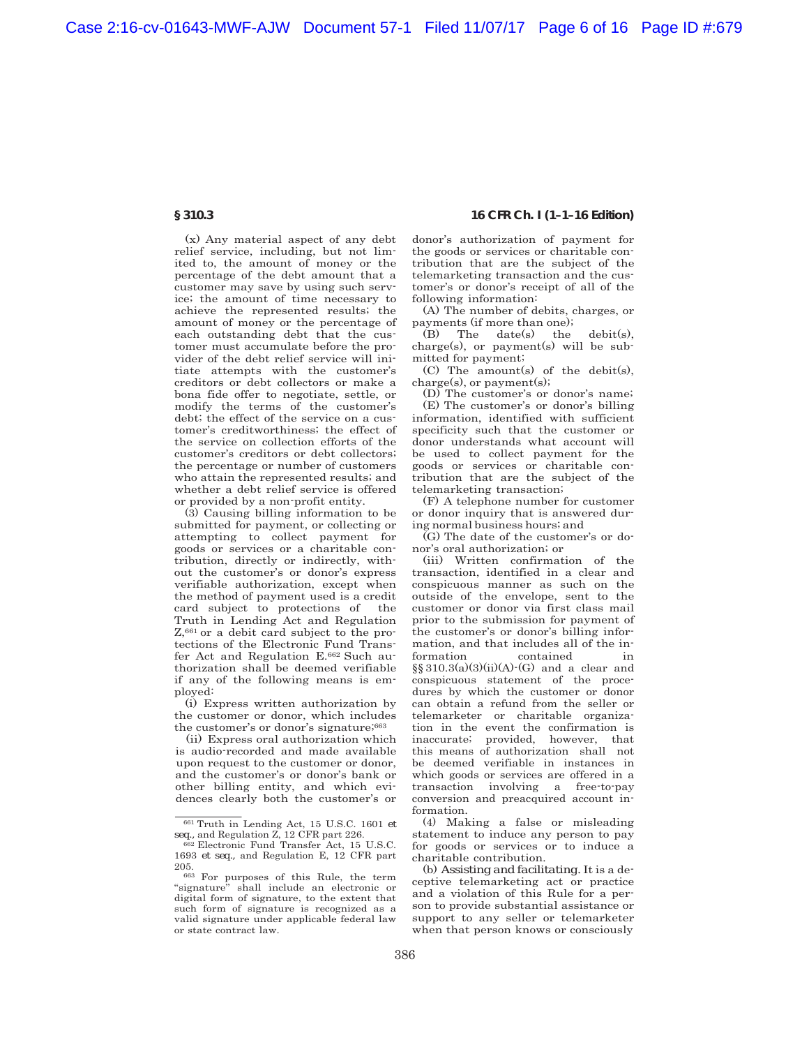(x) Any material aspect of any debt relief service, including, but not limited to, the amount of money or the percentage of the debt amount that a customer may save by using such service; the amount of time necessary to achieve the represented results; the amount of money or the percentage of each outstanding debt that the customer must accumulate before the provider of the debt relief service will initiate attempts with the customer's creditors or debt collectors or make a bona fide offer to negotiate, settle, or modify the terms of the customer's debt; the effect of the service on a customer's creditworthiness; the effect of the service on collection efforts of the customer's creditors or debt collectors; the percentage or number of customers who attain the represented results; and whether a debt relief service is offered or provided by a non-profit entity.

(3) Causing billing information to be submitted for payment, or collecting or attempting to collect payment for goods or services or a charitable contribution, directly or indirectly, without the customer's or donor's express verifiable authorization, except when the method of payment used is a credit card subject to protections of the Truth in Lending Act and Regulation Z,[661] or a debit card subject to the protections of the Electronic Fund Transfer Act and Regulation E.[662] Such authorization shall be deemed verifiable if any of the following means is employed:

(i) Express written authorization by the customer or donor, which includes the customer's or donor's signature;[663]

(ii) Express oral authorization which is audio-recorded and made available upon request to the customer or donor, and the customer's or donor's bank or other billing entity, and which evidences clearly both the customer's or donor's authorization of payment for the goods or services or charitable contribution that are the subject of the telemarketing transaction and the customer's or donor's receipt of all of the following information:

(A) The number of debits, charges, or payments (if more than one);

(B) The date(s) the debit(s), charge(s), or payment(s) will be submitted for payment;

(C) The amount(s) of the debit(s), charge(s), or payment(s);

(D) The customer's or donor's name;

(E) The customer's or donor's billing information, identified with sufficient specificity such that the customer or donor understands what account will be used to collect payment for the goods or services or charitable contribution that are the subject of the telemarketing transaction;

(F) A telephone number for customer or donor inquiry that is answered during normal business hours; and

(G) The date of the customer's or donor's oral authorization; or

(iii) Written confirmation of the transaction, identified in a clear and conspicuous manner as such on the outside of the envelope, sent to the customer or donor via first class mail prior to the submission for payment of the customer's or donor's billing information, and that includes all of the information contained in §§ 310.3(a)(3)(ii)(A)-(G) and a clear and conspicuous statement of the procedures by which the customer or donor can obtain a refund from the seller or telemarketer or charitable organization in the event the confirmation is inaccurate; provided, however, that this means of authorization shall not be deemed verifiable in instances in which goods or services are offered in a transaction involving a free-to-pay conversion and preacquired account information.

(4) Making a false or misleading statement to induce any person to pay for goods or services or to induce a charitable contribution.

(b) *Assisting and facilitating.* It is a deceptive telemarketing act or practice and a violation of this Rule for a person to provide substantial assistance or support to any seller or telemarketer when that person knows or consciously

---

[661] Truth in Lending Act, 15 U.S.C. 1601 *et seq.*, and Regulation Z, 12 CFR part 226.

[662] Electronic Fund Transfer Act, 15 U.S.C. 1693 *et seq.*, and Regulation E, 12 CFR part 205.

[663] For purposes of this Rule, the term "signature" shall include an electronic or digital form of signature, to the extent that such form of signature is recognized as a valid signature under applicable federal law or state contract law.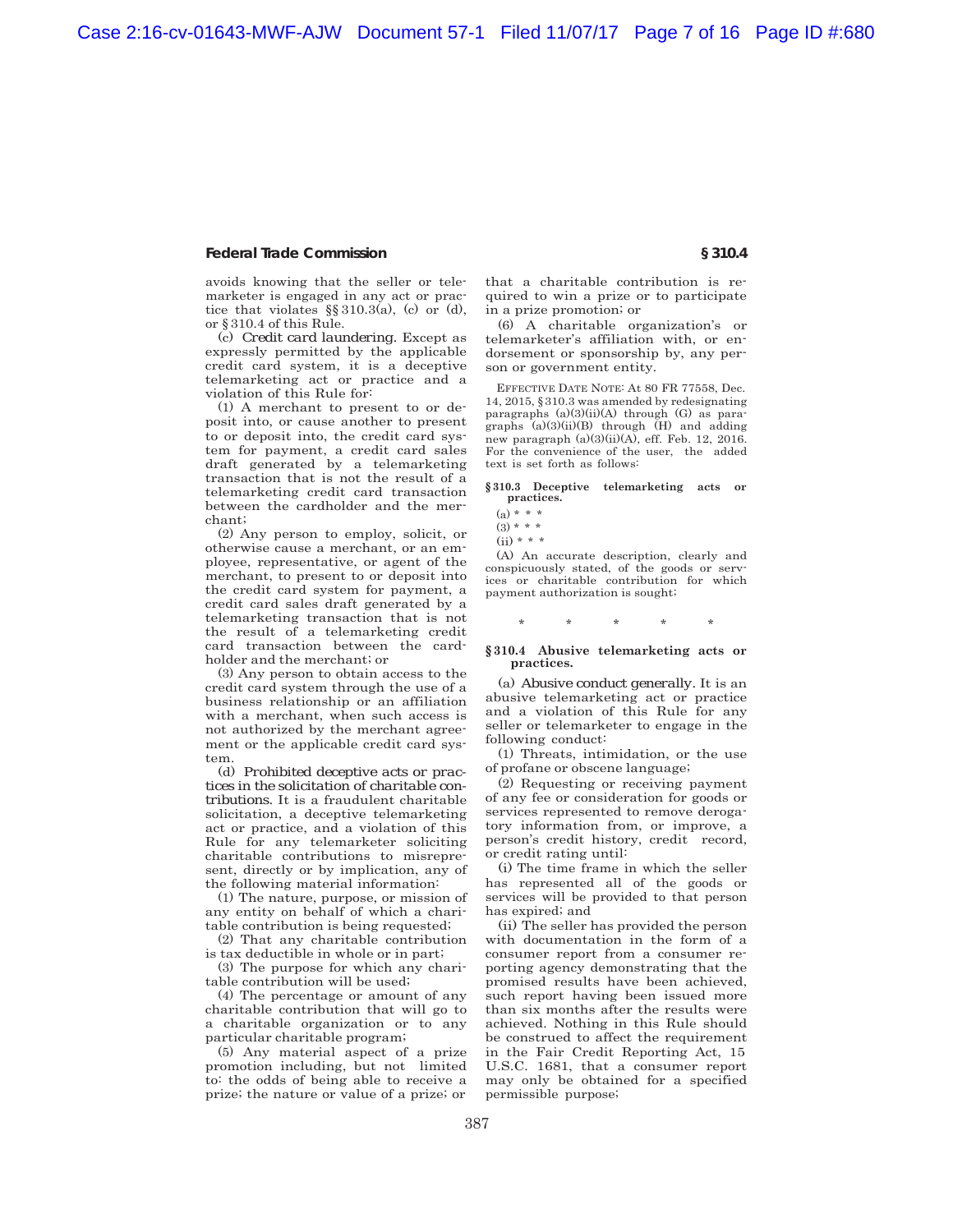avoids knowing that the seller or telemarketer is engaged in any act or practice that violates §§ 310.3(a), (c) or (d), or § 310.4 of this Rule.

(c) *Credit card laundering.* Except as expressly permitted by the applicable credit card system, it is a deceptive telemarketing act or practice and a violation of this Rule for:

(1) A merchant to present to or deposit into, or cause another to present to or deposit into, the credit card system for payment, a credit card sales draft generated by a telemarketing transaction that is not the result of a telemarketing credit card transaction between the cardholder and the merchant;

(2) Any person to employ, solicit, or otherwise cause a merchant, or an employee, representative, or agent of the merchant, to present to or deposit into the credit card system for payment, a credit card sales draft generated by a telemarketing transaction that is not the result of a telemarketing credit card transaction between the cardholder and the merchant; or

(3) Any person to obtain access to the credit card system through the use of a business relationship or an affiliation with a merchant, when such access is not authorized by the merchant agreement or the applicable credit card system.

(d) *Prohibited deceptive acts or practices in the solicitation of charitable contributions.* It is a fraudulent charitable solicitation, a deceptive telemarketing act or practice, and a violation of this Rule for any telemarketer soliciting charitable contributions to misrepresent, directly or by implication, any of the following material information:

(1) The nature, purpose, or mission of any entity on behalf of which a charitable contribution is being requested;

(2) That any charitable contribution is tax deductible in whole or in part;

(3) The purpose for which any charitable contribution will be used;

(4) The percentage or amount of any charitable contribution that will go to a charitable organization or to any particular charitable program;

(5) Any material aspect of a prize promotion including, but not limited to: the odds of being able to receive a prize; the nature or value of a prize; or that a charitable contribution is required to win a prize or to participate in a prize promotion; or

(6) A charitable organization's or telemarketer's affiliation with, or endorsement or sponsorship by, any person or government entity.

EFFECTIVE DATE NOTE: At 80 FR 77558, Dec. 14, 2015, § 310.3 was amended by redesignating paragraphs (a)(3)(ii)(A) through (G) as paragraphs (a)(3)(ii)(B) through (H) and adding new paragraph (a)(3)(ii)(A), eff. Feb. 12, 2016. For the convenience of the user, the added text is set forth as follows:

**§ 310.3 Deceptive telemarketing acts or practices.**

(a) * * *

(3) * * *

(ii) * * *

(A) An accurate description, clearly and conspicuously stated, of the goods or services or charitable contribution for which payment authorization is sought;

\* \* \* \* \*

## § 310.4 Abusive telemarketing acts or practices.

(a) *Abusive conduct generally.* It is an abusive telemarketing act or practice and a violation of this Rule for any seller or telemarketer to engage in the following conduct:

(1) Threats, intimidation, or the use of profane or obscene language;

(2) Requesting or receiving payment of any fee or consideration for goods or services represented to remove derogatory information from, or improve, a person's credit history, credit record, or credit rating until:

(i) The time frame in which the seller has represented all of the goods or services will be provided to that person has expired; and

(ii) The seller has provided the person with documentation in the form of a consumer report from a consumer reporting agency demonstrating that the promised results have been achieved, such report having been issued more than six months after the results were achieved. Nothing in this Rule should be construed to affect the requirement in the Fair Credit Reporting Act, 15 U.S.C. 1681, that a consumer report may only be obtained for a specified permissible purpose;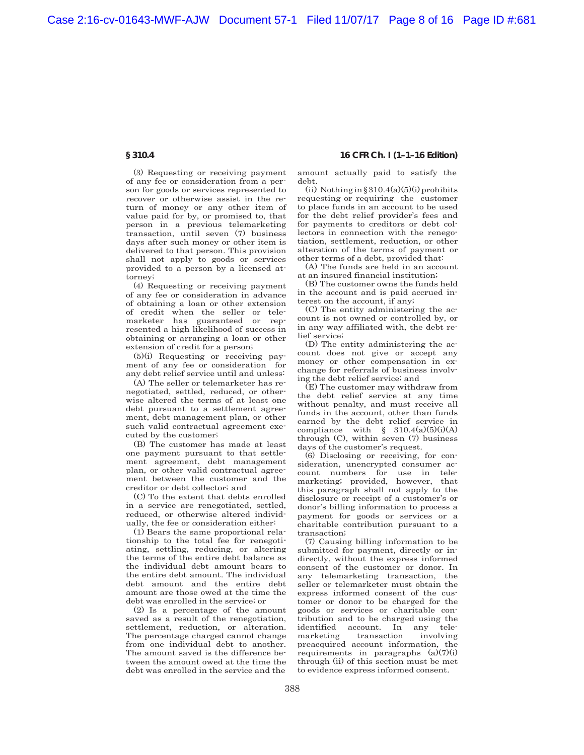(3) Requesting or receiving payment of any fee or consideration from a person for goods or services represented to recover or otherwise assist in the return of money or any other item of value paid for by, or promised to, that person in a previous telemarketing transaction, until seven (7) business days after such money or other item is delivered to that person. This provision shall not apply to goods or services provided to a person by a licensed attorney;

(4) Requesting or receiving payment of any fee or consideration in advance of obtaining a loan or other extension of credit when the seller or telemarketer has guaranteed or represented a high likelihood of success in obtaining or arranging a loan or other extension of credit for a person;

(5)(i) Requesting or receiving payment of any fee or consideration for any debt relief service until and unless:

(A) The seller or telemarketer has renegotiated, settled, reduced, or otherwise altered the terms of at least one debt pursuant to a settlement agreement, debt management plan, or other such valid contractual agreement executed by the customer;

(B) The customer has made at least one payment pursuant to that settlement agreement, debt management plan, or other valid contractual agreement between the customer and the creditor or debt collector; and

(C) To the extent that debts enrolled in a service are renegotiated, settled, reduced, or otherwise altered individually, the fee or consideration either:

(*1*) Bears the same proportional relationship to the total fee for renegotiating, settling, reducing, or altering the terms of the entire debt balance as the individual debt amount bears to the entire debt amount. The individual debt amount and the entire debt amount are those owed at the time the debt was enrolled in the service; or

(*2*) Is a percentage of the amount saved as a result of the renegotiation, settlement, reduction, or alteration. The percentage charged cannot change from one individual debt to another. The amount saved is the difference between the amount owed at the time the debt was enrolled in the service and the amount actually paid to satisfy the debt.

(ii) Nothing in § 310.4(a)(5)(i) prohibits requesting or requiring the customer to place funds in an account to be used for the debt relief provider's fees and for payments to creditors or debt collectors in connection with the renegotiation, settlement, reduction, or other alteration of the terms of payment or other terms of a debt, provided that:

(A) The funds are held in an account at an insured financial institution;

(B) The customer owns the funds held in the account and is paid accrued interest on the account, if any;

(C) The entity administering the account is not owned or controlled by, or in any way affiliated with, the debt relief service;

(D) The entity administering the account does not give or accept any money or other compensation in exchange for referrals of business involving the debt relief service; and

(E) The customer may withdraw from the debt relief service at any time without penalty, and must receive all funds in the account, other than funds earned by the debt relief service in compliance with § 310.4(a)(5)(i)(A) through (C), within seven (7) business days of the customer's request.

(6) Disclosing or receiving, for consideration, unencrypted consumer account numbers for use in telemarketing; provided, however, that this paragraph shall not apply to the disclosure or receipt of a customer's or donor's billing information to process a payment for goods or services or a charitable contribution pursuant to a transaction;

(7) Causing billing information to be submitted for payment, directly or indirectly, without the express informed consent of the customer or donor. In any telemarketing transaction, the seller or telemarketer must obtain the express informed consent of the customer or donor to be charged for the goods or services or charitable contribution and to be charged using the identified account. In any telemarketing transaction involving preacquired account information, the requirements in paragraphs (a)(7)(i) through (ii) of this section must be met to evidence express informed consent.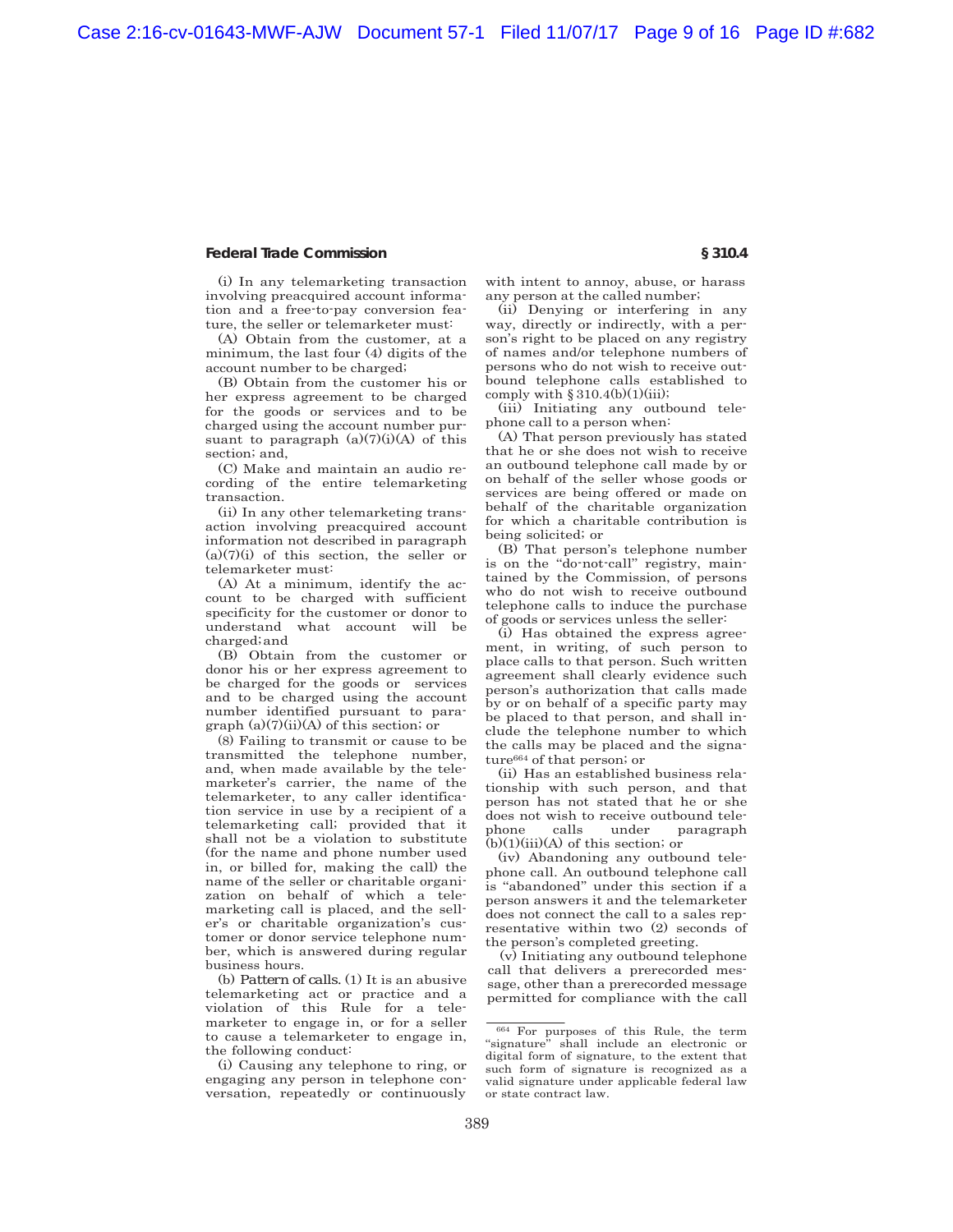(i) In any telemarketing transaction involving preacquired account information and a free-to-pay conversion feature, the seller or telemarketer must:

(A) Obtain from the customer, at a minimum, the last four (4) digits of the account number to be charged;

(B) Obtain from the customer his or her express agreement to be charged for the goods or services and to be charged using the account number pursuant to paragraph (a)(7)(i)(A) of this section; and,

(C) Make and maintain an audio recording of the entire telemarketing transaction.

(ii) In any other telemarketing transaction involving preacquired account information not described in paragraph (a)(7)(i) of this section, the seller or telemarketer must:

(A) At a minimum, identify the account to be charged with sufficient specificity for the customer or donor to understand what account will be charged; and

(B) Obtain from the customer or donor his or her express agreement to be charged for the goods or services and to be charged using the account number identified pursuant to paragraph (a)(7)(ii)(A) of this section; or

(8) Failing to transmit or cause to be transmitted the telephone number, and, when made available by the telemarketer's carrier, the name of the telemarketer, to any caller identification service in use by a recipient of a telemarketing call; provided that it shall not be a violation to substitute (for the name and phone number used in, or billed for, making the call) the name of the seller or charitable organization on behalf of which a telemarketing call is placed, and the seller's or charitable organization's customer or donor service telephone number, which is answered during regular business hours.

(b) *Pattern of calls.* (1) It is an abusive telemarketing act or practice and a violation of this Rule for a telemarketer to engage in, or for a seller to cause a telemarketer to engage in, the following conduct:

(i) Causing any telephone to ring, or engaging any person in telephone conversation, repeatedly or continuously with intent to annoy, abuse, or harass any person at the called number;

(ii) Denying or interfering in any way, directly or indirectly, with a person's right to be placed on any registry of names and/or telephone numbers of persons who do not wish to receive outbound telephone calls established to comply with § 310.4(b)(1)(iii);

(iii) Initiating any outbound telephone call to a person when:

(A) That person previously has stated that he or she does not wish to receive an outbound telephone call made by or on behalf of the seller whose goods or services are being offered or made on behalf of the charitable organization for which a charitable contribution is being solicited; or

(B) That person's telephone number is on the "do-not-call" registry, maintained by the Commission, of persons who do not wish to receive outbound telephone calls to induce the purchase of goods or services unless the seller:

(i) Has obtained the express agreement, in writing, of such person to place calls to that person. Such written agreement shall clearly evidence such person's authorization that calls made by or on behalf of a specific party may be placed to that person, and shall include the telephone number to which the calls may be placed and the signature[664] of that person; or

(ii) Has an established business relationship with such person, and that person has not stated that he or she does not wish to receive outbound telephone calls under paragraph (b)(1)(iii)(A) of this section; or

(iv) Abandoning any outbound telephone call. An outbound telephone call is "abandoned" under this section if a person answers it and the telemarketer does not connect the call to a sales representative within two (2) seconds of the person's completed greeting.

(v) Initiating any outbound telephone call that delivers a prerecorded message, other than a prerecorded message permitted for compliance with the call

---

[664] For purposes of this Rule, the term "signature" shall include an electronic or digital form of signature, to the extent that such form of signature is recognized as a valid signature under applicable federal law or state contract law.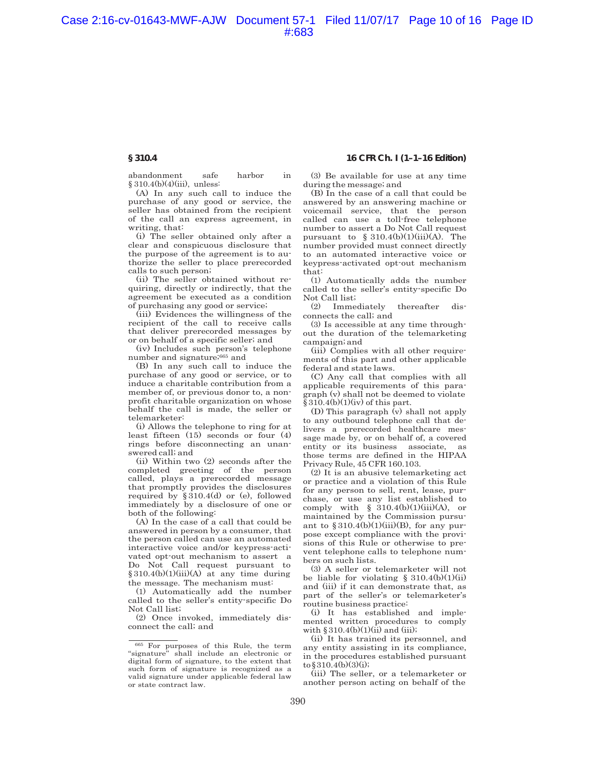abandonment safe harbor in § 310.4(b)(4)(iii), unless:

(A) In any such call to induce the purchase of any good or service, the seller has obtained from the recipient of the call an express agreement, in writing, that:

(i) The seller obtained only after a clear and conspicuous disclosure that the purpose of the agreement is to authorize the seller to place prerecorded calls to such person;

(ii) The seller obtained without requiring, directly or indirectly, that the agreement be executed as a condition of purchasing any good or service;

(iii) Evidences the willingness of the recipient of the call to receive calls that deliver prerecorded messages by or on behalf of a specific seller; and

(iv) Includes such person's telephone number and signature;[665] and

(B) In any such call to induce the purchase of any good or service, or to induce a charitable contribution from a member of, or previous donor to, a non-profit charitable organization on whose behalf the call is made, the seller or telemarketer:

(i) Allows the telephone to ring for at least fifteen (15) seconds or four (4) rings before disconnecting an unanswered call; and

(ii) Within two (2) seconds after the completed greeting of the person called, plays a prerecorded message that promptly provides the disclosures required by § 310.4(d) or (e), followed immediately by a disclosure of one or both of the following:

(A) In the case of a call that could be answered in person by a consumer, that the person called can use an automated interactive voice and/or keypress-activated opt-out mechanism to assert a Do Not Call request pursuant to § 310.4(b)(1)(iii)(A) at any time during the message. The mechanism must:

(1) Automatically add the number called to the seller's entity-specific Do Not Call list;

(2) Once invoked, immediately disconnect the call; and

(3) Be available for use at any time during the message; and

(B) In the case of a call that could be answered by an answering machine or voicemail service, that the person called can use a toll-free telephone number to assert a Do Not Call request pursuant to § 310.4(b)(1)(iii)(A). The number provided must connect directly to an automated interactive voice or keypress-activated opt-out mechanism that:

(1) Automatically adds the number called to the seller's entity-specific Do Not Call list;

(2) Immediately thereafter disconnects the call; and

(3) Is accessible at any time throughout the duration of the telemarketing campaign; and

(iii) Complies with all other requirements of this part and other applicable federal and state laws.

(C) Any call that complies with all applicable requirements of this paragraph (v) shall not be deemed to violate § 310.4(b)(1)(iv) of this part.

(D) This paragraph (v) shall not apply to any outbound telephone call that delivers a prerecorded healthcare message made by, or on behalf of, a covered entity or its business associate, as those terms are defined in the HIPAA Privacy Rule, 45 CFR 160.103.

(2) It is an abusive telemarketing act or practice and a violation of this Rule for any person to sell, rent, lease, purchase, or use any list established to comply with § 310.4(b)(1)(iii)(A), or maintained by the Commission pursuant to § 310.4(b)(1)(iii)(B), for any purpose except compliance with the provisions of this Rule or otherwise to prevent telephone calls to telephone numbers on such lists.

(3) A seller or telemarketer will not be liable for violating § 310.4(b)(1)(ii) and (iii) if it can demonstrate that, as part of the seller's or telemarketer's routine business practice:

(i) It has established and implemented written procedures to comply with § 310.4(b)(1)(ii) and (iii);

(ii) It has trained its personnel, and any entity assisting in its compliance, in the procedures established pursuant to § 310.4(b)(3)(i);

(iii) The seller, or a telemarketer or another person acting on behalf of the

---

[665] For purposes of this Rule, the term "signature" shall include an electronic or digital form of signature, to the extent that such form of signature is recognized as a valid signature under applicable federal law or state contract law.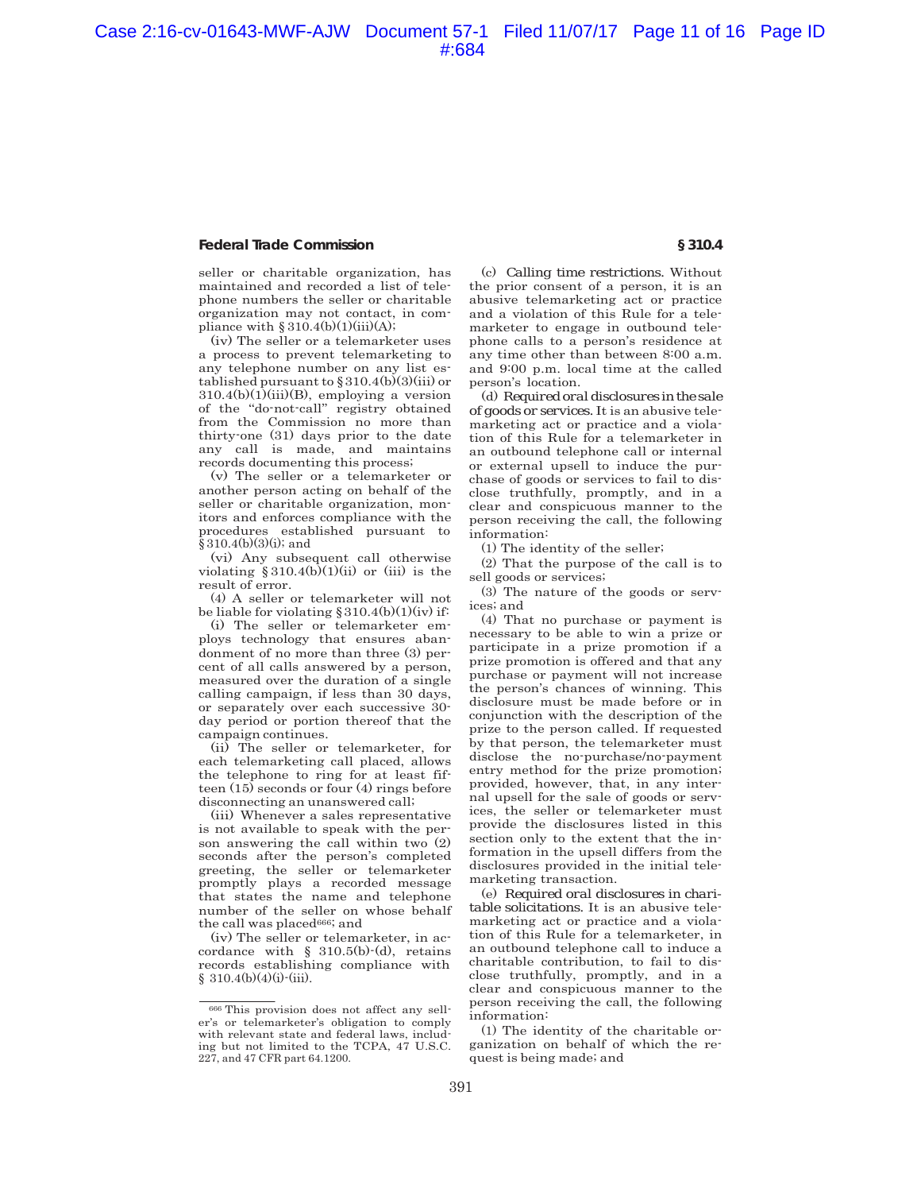seller or charitable organization, has maintained and recorded a list of telephone numbers the seller or charitable organization may not contact, in compliance with § 310.4(b)(1)(iii)(A);

(iv) The seller or a telemarketer uses a process to prevent telemarketing to any telephone number on any list established pursuant to § 310.4(b)(3)(iii) or 310.4(b)(1)(iii)(B), employing a version of the "do-not-call" registry obtained from the Commission no more than thirty-one (31) days prior to the date any call is made, and maintains records documenting this process;

(v) The seller or a telemarketer or another person acting on behalf of the seller or charitable organization, monitors and enforces compliance with the procedures established pursuant to § 310.4(b)(3)(i); and

(vi) Any subsequent call otherwise violating § 310.4(b)(1)(ii) or (iii) is the result of error.

(4) A seller or telemarketer will not be liable for violating § 310.4(b)(1)(iv) if:

(i) The seller or telemarketer employs technology that ensures abandonment of no more than three (3) percent of all calls answered by a person, measured over the duration of a single calling campaign, if less than 30 days, or separately over each successive 30-day period or portion thereof that the campaign continues.

(ii) The seller or telemarketer, for each telemarketing call placed, allows the telephone to ring for at least fifteen (15) seconds or four (4) rings before disconnecting an unanswered call;

(iii) Whenever a sales representative is not available to speak with the person answering the call within two (2) seconds after the person's completed greeting, the seller or telemarketer promptly plays a recorded message that states the name and telephone number of the seller on whose behalf the call was placed[666]; and

(iv) The seller or telemarketer, in accordance with § 310.5(b)-(d), retains records establishing compliance with § 310.4(b)(4)(i)-(iii).

[666] This provision does not affect any seller's or telemarketer's obligation to comply with relevant state and federal laws, including but not limited to the TCPA, 47 U.S.C. 227, and 47 CFR part 64.1200.

(c) *Calling time restrictions.* Without the prior consent of a person, it is an abusive telemarketing act or practice and a violation of this Rule for a telemarketer to engage in outbound telephone calls to a person's residence at any time other than between 8:00 a.m. and 9:00 p.m. local time at the called person's location.

(d) *Required oral disclosures in the sale of goods or services.* It is an abusive telemarketing act or practice and a violation of this Rule for a telemarketer in an outbound telephone call or internal or external upsell to induce the purchase of goods or services to fail to disclose truthfully, promptly, and in a clear and conspicuous manner to the person receiving the call, the following information:

(1) The identity of the seller;

(2) That the purpose of the call is to sell goods or services;

(3) The nature of the goods or services; and

(4) That no purchase or payment is necessary to be able to win a prize or participate in a prize promotion if a prize promotion is offered and that any purchase or payment will not increase the person's chances of winning. This disclosure must be made before or in conjunction with the description of the prize to the person called. If requested by that person, the telemarketer must disclose the no-purchase/no-payment entry method for the prize promotion; provided, however, that, in any internal upsell for the sale of goods or services, the seller or telemarketer must provide the disclosures listed in this section only to the extent that the information in the upsell differs from the disclosures provided in the initial telemarketing transaction.

(e) *Required oral disclosures in charitable solicitations.* It is an abusive telemarketing act or practice and a violation of this Rule for a telemarketer, in an outbound telephone call to induce a charitable contribution, to fail to disclose truthfully, promptly, and in a clear and conspicuous manner to the person receiving the call, the following information:

(1) The identity of the charitable organization on behalf of which the request is being made; and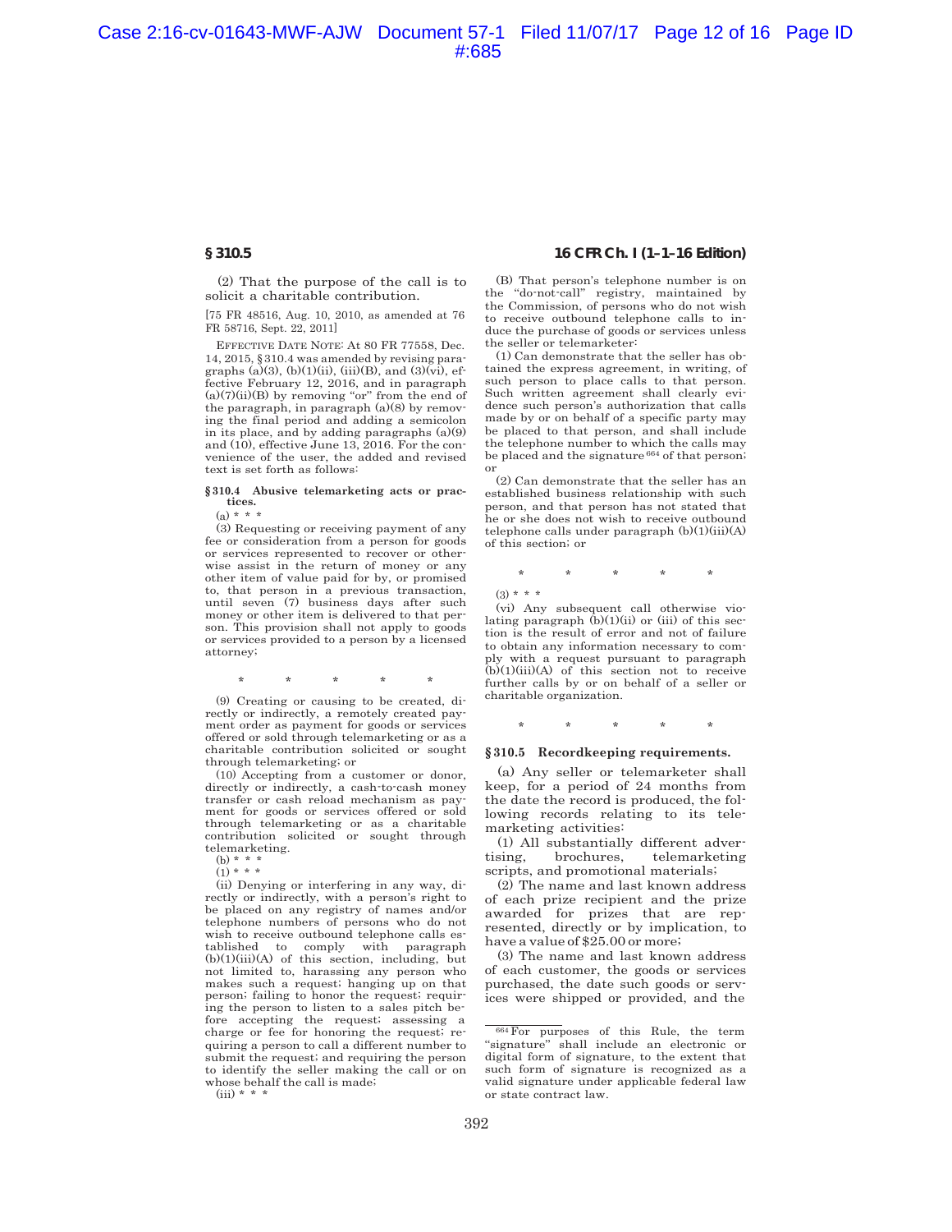(2) That the purpose of the call is to solicit a charitable contribution.

[75 FR 48516, Aug. 10, 2010, as amended at 76 FR 58716, Sept. 22, 2011]

EFFECTIVE DATE NOTE: At 80 FR 77558, Dec. 14, 2015, §310.4 was amended by revising paragraphs (a)(3), (b)(1)(ii), (iii)(B), and (3)(vi), effective February 12, 2016, and in paragraph (a)(7)(ii)(B) by removing "or" from the end of the paragraph, in paragraph (a)(8) by removing the final period and adding a semicolon in its place, and by adding paragraphs (a)(9) and (10), effective June 13, 2016. For the convenience of the user, the added and revised text is set forth as follows:

**§310.4 Abusive telemarketing acts or practices.**

(a) * * *

(3) Requesting or receiving payment of any fee or consideration from a person for goods or services represented to recover or otherwise assist in the return of money or any other item of value paid for by, or promised to, that person in a previous transaction, until seven (7) business days after such money or other item is delivered to that person. This provision shall not apply to goods or services provided to a person by a licensed attorney;

\* \* \* \* \*

(9) Creating or causing to be created, directly or indirectly, a remotely created payment order as payment for goods or services offered or sold through telemarketing or as a charitable contribution solicited or sought through telemarketing; or

(10) Accepting from a customer or donor, directly or indirectly, a cash-to-cash money transfer or cash reload mechanism as payment for goods or services offered or sold through telemarketing or as a charitable contribution solicited or sought through telemarketing.

(b) * * *

(1) * * *

(ii) Denying or interfering in any way, directly or indirectly, with a person's right to be placed on any registry of names and/or telephone numbers of persons who do not wish to receive outbound telephone calls established to comply with paragraph (b)(1)(iii)(A) of this section, including, but not limited to, harassing any person who makes such a request; hanging up on that person; failing to honor the request; requiring the person to listen to a sales pitch before accepting the request; assessing a charge or fee for honoring the request; requiring a person to call a different number to submit the request; and requiring the person to identify the seller making the call or on whose behalf the call is made;

(iii) * * *

(B) That person's telephone number is on the "do-not-call" registry, maintained by the Commission, of persons who do not wish to receive outbound telephone calls to induce the purchase of goods or services unless the seller or telemarketer:

(*1*) Can demonstrate that the seller has obtained the express agreement, in writing, of such person to place calls to that person. Such written agreement shall clearly evidence such person's authorization that calls made by or on behalf of a specific party may be placed to that person, and shall include the telephone number to which the calls may be placed and the signature[664] of that person; or

(*2*) Can demonstrate that the seller has an established business relationship with such person, and that person has not stated that he or she does not wish to receive outbound telephone calls under paragraph (b)(1)(iii)(A) of this section; or

\* \* \* \* \*

(3) * * *

(vi) Any subsequent call otherwise violating paragraph (b)(1)(ii) or (iii) of this section is the result of error and not of failure to obtain any information necessary to comply with a request pursuant to paragraph (b)(1)(iii)(A) of this section not to receive further calls by or on behalf of a seller or charitable organization.

\* \* \* \* \*

## §310.5 Recordkeeping requirements.

(a) Any seller or telemarketer shall keep, for a period of 24 months from the date the record is produced, the following records relating to its telemarketing activities:

(1) All substantially different advertising, brochures, telemarketing scripts, and promotional materials;

(2) The name and last known address of each prize recipient and the prize awarded for prizes that are represented, directly or by implication, to have a value of $25.00 or more;

(3) The name and last known address of each customer, the goods or services purchased, the date such goods or services were shipped or provided, and the

---

[664] For purposes of this Rule, the term "signature" shall include an electronic or digital form of signature, to the extent that such form of signature is recognized as a valid signature under applicable federal law or state contract law.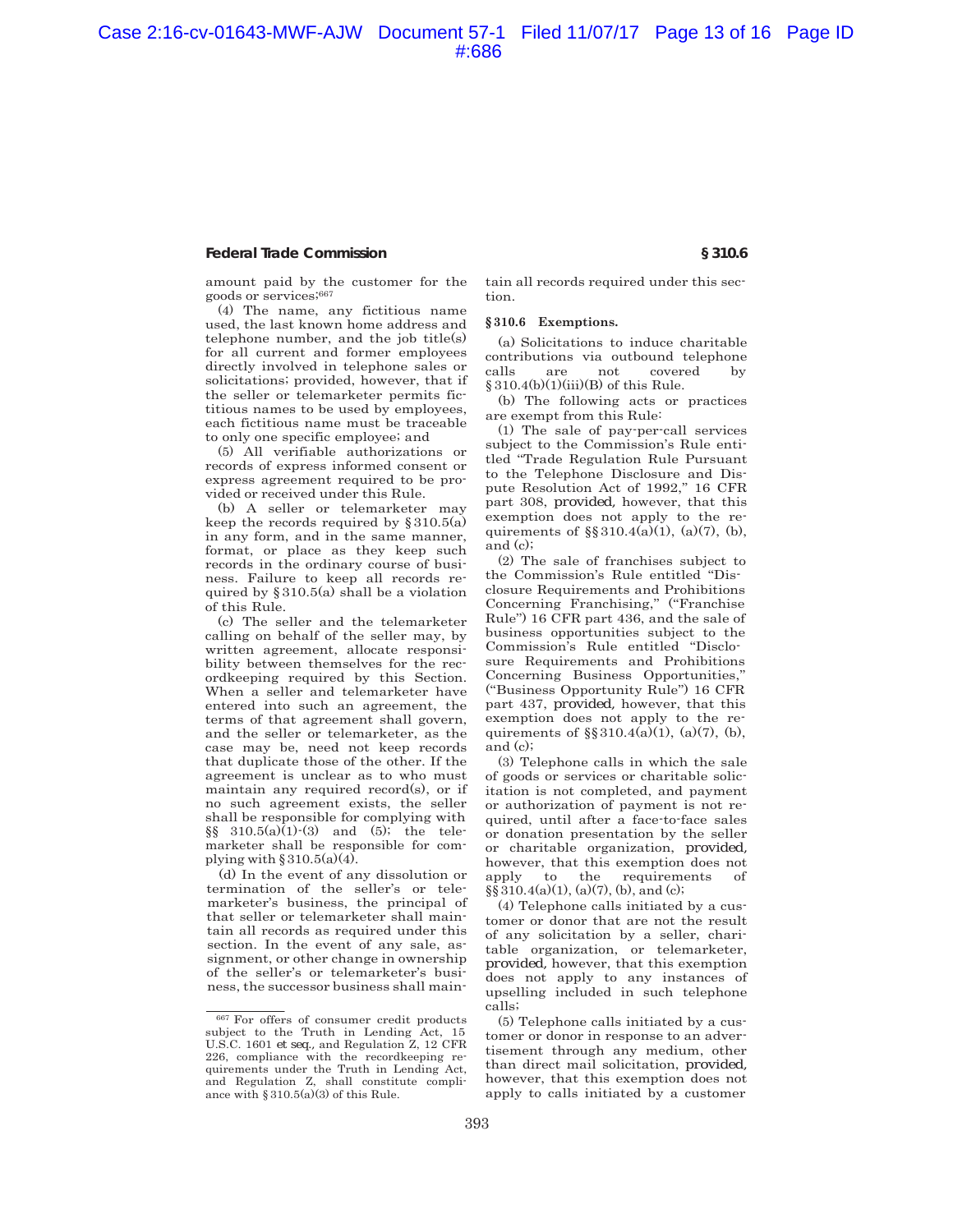amount paid by the customer for the goods or services;[667]

(4) The name, any fictitious name used, the last known home address and telephone number, and the job title(s) for all current and former employees directly involved in telephone sales or solicitations; provided, however, that if the seller or telemarketer permits fictitious names to be used by employees, each fictitious name must be traceable to only one specific employee; and

(5) All verifiable authorizations or records of express informed consent or express agreement required to be provided or received under this Rule.

(b) A seller or telemarketer may keep the records required by § 310.5(a) in any form, and in the same manner, format, or place as they keep such records in the ordinary course of business. Failure to keep all records required by § 310.5(a) shall be a violation of this Rule.

(c) The seller and the telemarketer calling on behalf of the seller may, by written agreement, allocate responsibility between themselves for the recordkeeping required by this Section. When a seller and telemarketer have entered into such an agreement, the terms of that agreement shall govern, and the seller or telemarketer, as the case may be, need not keep records that duplicate those of the other. If the agreement is unclear as to who must maintain any required record(s), or if no such agreement exists, the seller shall be responsible for complying with §§ 310.5(a)(1)-(3) and (5); the telemarketer shall be responsible for complying with § 310.5(a)(4).

(d) In the event of any dissolution or termination of the seller's or telemarketer's business, the principal of that seller or telemarketer shall maintain all records as required under this section. In the event of any sale, assignment, or other change in ownership of the seller's or telemarketer's business, the successor business shall maintain all records required under this section.

**§ 310.6 Exemptions.**

(a) Solicitations to induce charitable contributions via outbound telephone calls are not covered by § 310.4(b)(1)(iii)(B) of this Rule.

(b) The following acts or practices are exempt from this Rule:

(1) The sale of pay-per-call services subject to the Commission's Rule entitled "Trade Regulation Rule Pursuant to the Telephone Disclosure and Dispute Resolution Act of 1992," 16 CFR part 308, *provided*, however, that this exemption does not apply to the requirements of §§ 310.4(a)(1), (a)(7), (b), and (c);

(2) The sale of franchises subject to the Commission's Rule entitled "Disclosure Requirements and Prohibitions Concerning Franchising," ("Franchise Rule") 16 CFR part 436, and the sale of business opportunities subject to the Commission's Rule entitled "Disclosure Requirements and Prohibitions Concerning Business Opportunities," ("Business Opportunity Rule") 16 CFR part 437, *provided*, however, that this exemption does not apply to the requirements of §§ 310.4(a)(1), (a)(7), (b), and (c);

(3) Telephone calls in which the sale of goods or services or charitable solicitation is not completed, and payment or authorization of payment is not required, until after a face-to-face sales or donation presentation by the seller or charitable organization, *provided*, however, that this exemption does not apply to the requirements of §§ 310.4(a)(1), (a)(7), (b), and (c);

(4) Telephone calls initiated by a customer or donor that are not the result of any solicitation by a seller, charitable organization, or telemarketer, *provided*, however, that this exemption does not apply to any instances of upselling included in such telephone calls;

(5) Telephone calls initiated by a customer or donor in response to an advertisement through any medium, other than direct mail solicitation, *provided*, however, that this exemption does not apply to calls initiated by a customer

---

[667] For offers of consumer credit products subject to the Truth in Lending Act, 15 U.S.C. 1601 *et seq.*, and Regulation Z, 12 CFR 226, compliance with the recordkeeping requirements under the Truth in Lending Act, and Regulation Z, shall constitute compliance with § 310.5(a)(3) of this Rule.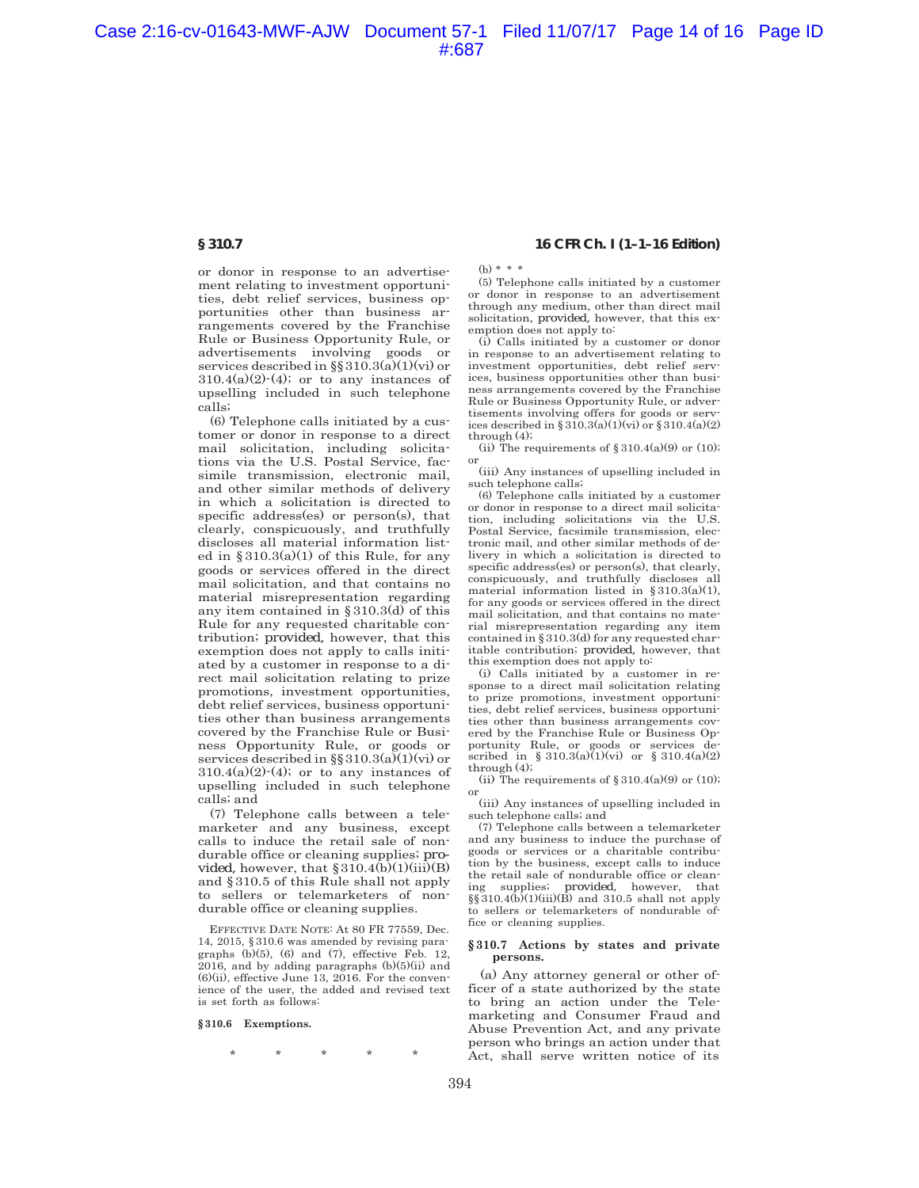or donor in response to an advertisement relating to investment opportunities, debt relief services, business opportunities other than business arrangements covered by the Franchise Rule or Business Opportunity Rule, or advertisements involving goods or services described in §§ 310.3(a)(1)(vi) or 310.4(a)(2)-(4); or to any instances of upselling included in such telephone calls;

(6) Telephone calls initiated by a customer or donor in response to a direct mail solicitation, including solicitations via the U.S. Postal Service, facsimile transmission, electronic mail, and other similar methods of delivery in which a solicitation is directed to specific address(es) or person(s), that clearly, conspicuously, and truthfully discloses all material information listed in § 310.3(a)(1) of this Rule, for any goods or services offered in the direct mail solicitation, and that contains no material misrepresentation regarding any item contained in § 310.3(d) of this Rule for any requested charitable contribution; *provided*, however, that this exemption does not apply to calls initiated by a customer in response to a direct mail solicitation relating to prize promotions, investment opportunities, debt relief services, business opportunities other than business arrangements covered by the Franchise Rule or Business Opportunity Rule, or goods or services described in §§ 310.3(a)(1)(vi) or 310.4(a)(2)-(4); or to any instances of upselling included in such telephone calls; and

(7) Telephone calls between a telemarketer and any business, except calls to induce the retail sale of nondurable office or cleaning supplies; *provided*, however, that § 310.4(b)(1)(iii)(B) and § 310.5 of this Rule shall not apply to sellers or telemarketers of nondurable office or cleaning supplies.

EFFECTIVE DATE NOTE: At 80 FR 77559, Dec. 14, 2015, § 310.6 was amended by revising paragraphs (b)(5), (6) and (7), effective Feb. 12, 2016, and by adding paragraphs (b)(5)(ii) and (6)(ii), effective June 13, 2016. For the convenience of the user, the added and revised text is set forth as follows:

**§ 310.6 Exemptions.**

\* \* \* \* \*

(b) \* \* \*

(5) Telephone calls initiated by a customer or donor in response to an advertisement through any medium, other than direct mail solicitation, *provided*, however, that this exemption does not apply to:

(i) Calls initiated by a customer or donor in response to an advertisement relating to investment opportunities, debt relief services, business opportunities other than business arrangements covered by the Franchise Rule or Business Opportunity Rule, or advertisements involving offers for goods or services described in § 310.3(a)(1)(vi) or § 310.4(a)(2) through (4);

(ii) The requirements of § 310.4(a)(9) or (10); or

(iii) Any instances of upselling included in such telephone calls;

(6) Telephone calls initiated by a customer or donor in response to a direct mail solicitation, including solicitations via the U.S. Postal Service, facsimile transmission, electronic mail, and other similar methods of delivery in which a solicitation is directed to specific address(es) or person(s), that clearly, conspicuously, and truthfully discloses all material information listed in § 310.3(a)(1), for any goods or services offered in the direct mail solicitation, and that contains no material misrepresentation regarding any item contained in § 310.3(d) for any requested charitable contribution; *provided*, however, that this exemption does not apply to:

(i) Calls initiated by a customer in response to a direct mail solicitation relating to prize promotions, investment opportunities, debt relief services, business opportunities other than business arrangements covered by the Franchise Rule or Business Opportunity Rule, or goods or services described in § 310.3(a)(1)(vi) or § 310.4(a)(2) through (4);

(ii) The requirements of § 310.4(a)(9) or (10); or

(iii) Any instances of upselling included in such telephone calls; and

(7) Telephone calls between a telemarketer and any business to induce the purchase of goods or services or a charitable contribution by the business, except calls to induce the retail sale of nondurable office or cleaning supplies; *provided*, however, that §§ 310.4(b)(1)(iii)(B) and 310.5 shall not apply to sellers or telemarketers of nondurable office or cleaning supplies.

## § 310.7 Actions by states and private persons.

(a) Any attorney general or other officer of a state authorized by the state to bring an action under the Telemarketing and Consumer Fraud and Abuse Prevention Act, and any private person who brings an action under that Act, shall serve written notice of its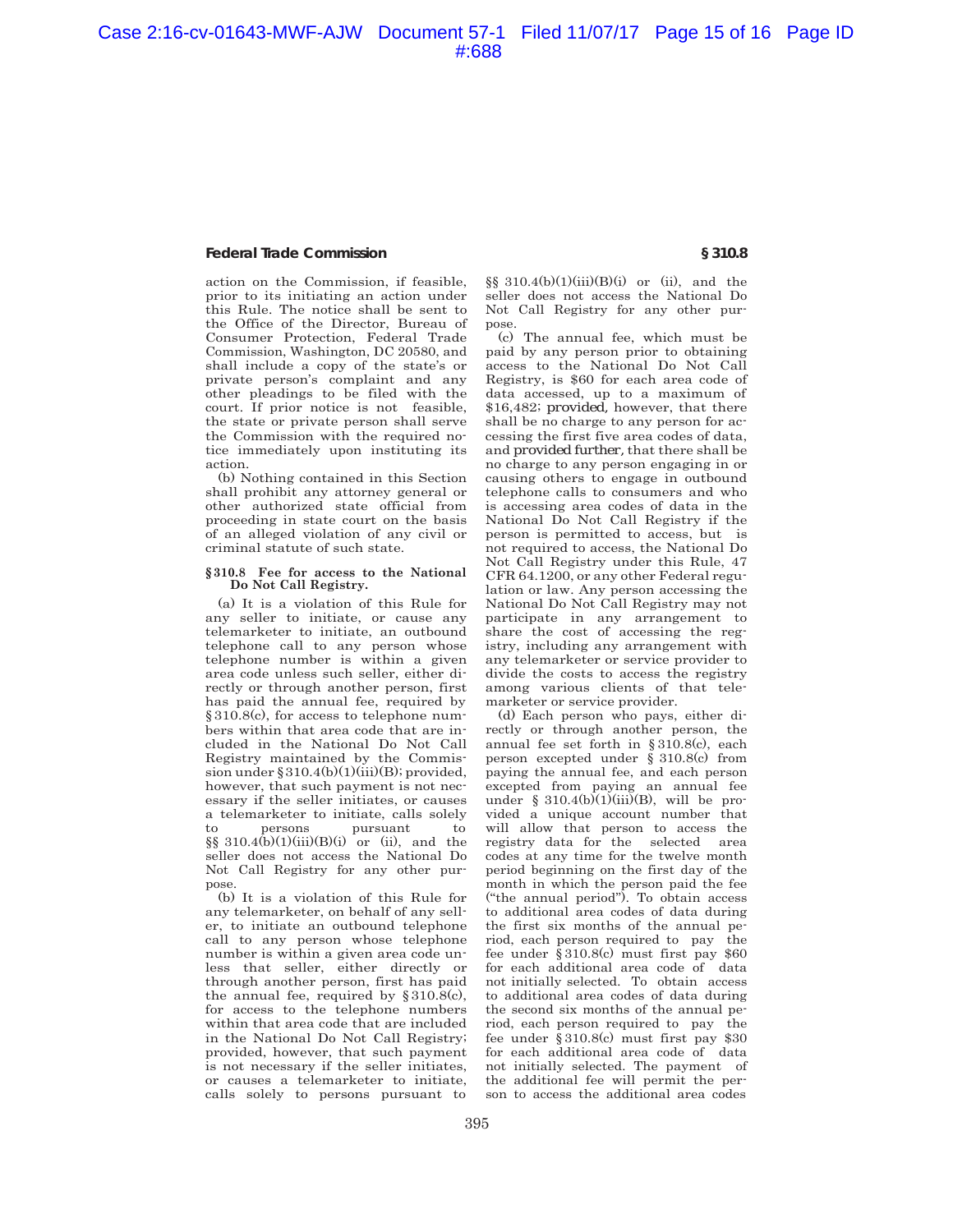action on the Commission, if feasible, prior to its initiating an action under this Rule. The notice shall be sent to the Office of the Director, Bureau of Consumer Protection, Federal Trade Commission, Washington, DC 20580, and shall include a copy of the state's or private person's complaint and any other pleadings to be filed with the court. If prior notice is not feasible, the state or private person shall serve the Commission with the required notice immediately upon instituting its action.

(b) Nothing contained in this Section shall prohibit any attorney general or other authorized state official from proceeding in state court on the basis of an alleged violation of any civil or criminal statute of such state.

### § 310.8 Fee for access to the National Do Not Call Registry.

(a) It is a violation of this Rule for any seller to initiate, or cause any telemarketer to initiate, an outbound telephone call to any person whose telephone number is within a given area code unless such seller, either directly or through another person, first has paid the annual fee, required by § 310.8(c), for access to telephone numbers within that area code that are included in the National Do Not Call Registry maintained by the Commission under § 310.4(b)(1)(iii)(B); provided, however, that such payment is not necessary if the seller initiates, or causes a telemarketer to initiate, calls solely to persons pursuant to §§ 310.4(b)(1)(iii)(B)(*i*) or (*ii*), and the seller does not access the National Do Not Call Registry for any other purpose.

(b) It is a violation of this Rule for any telemarketer, on behalf of any seller, to initiate an outbound telephone call to any person whose telephone number is within a given area code unless that seller, either directly or through another person, first has paid the annual fee, required by § 310.8(c), for access to the telephone numbers within that area code that are included in the National Do Not Call Registry; provided, however, that such payment is not necessary if the seller initiates, or causes a telemarketer to initiate, calls solely to persons pursuant to §§ 310.4(b)(1)(iii)(B)(*i*) or (*ii*), and the seller does not access the National Do Not Call Registry for any other purpose.

(c) The annual fee, which must be paid by any person prior to obtaining access to the National Do Not Call Registry, is $60 for each area code of data accessed, up to a maximum of $16,482; *provided*, however, that there shall be no charge to any person for accessing the first five area codes of data, and *provided further*, that there shall be no charge to any person engaging in or causing others to engage in outbound telephone calls to consumers and who is accessing area codes of data in the National Do Not Call Registry if the person is permitted to access, but is not required to access, the National Do Not Call Registry under this Rule, 47 CFR 64.1200, or any other Federal regulation or law. Any person accessing the National Do Not Call Registry may not participate in any arrangement to share the cost of accessing the registry, including any arrangement with any telemarketer or service provider to divide the costs to access the registry among various clients of that telemarketer or service provider.

(d) Each person who pays, either directly or through another person, the annual fee set forth in § 310.8(c), each person excepted under § 310.8(c) from paying the annual fee, and each person excepted from paying an annual fee under § 310.4(b)(1)(iii)(B), will be provided a unique account number that will allow that person to access the registry data for the selected area codes at any time for the twelve month period beginning on the first day of the month in which the person paid the fee ("the annual period"). To obtain access to additional area codes of data during the first six months of the annual period, each person required to pay the fee under § 310.8(c) must first pay $60 for each additional area code of data not initially selected. To obtain access to additional area codes of data during the second six months of the annual period, each person required to pay the fee under § 310.8(c) must first pay $30 for each additional area code of data not initially selected. The payment of the additional fee will permit the person to access the additional area codes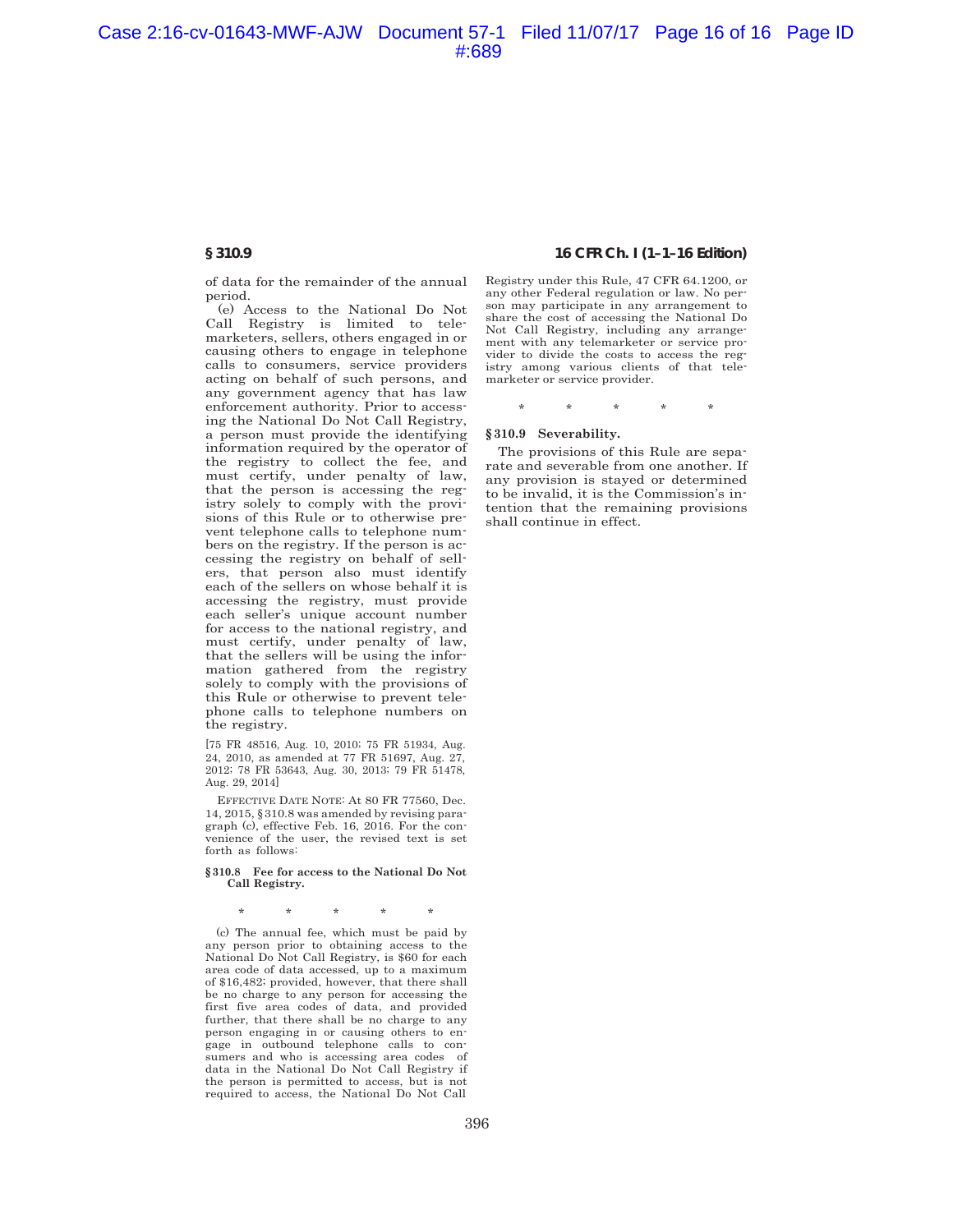of data for the remainder of the annual period.

(e) Access to the National Do Not Call Registry is limited to telemarketers, sellers, others engaged in or causing others to engage in telephone calls to consumers, service providers acting on behalf of such persons, and any government agency that has law enforcement authority. Prior to accessing the National Do Not Call Registry, a person must provide the identifying information required by the operator of the registry to collect the fee, and must certify, under penalty of law, that the person is accessing the registry solely to comply with the provisions of this Rule or to otherwise prevent telephone calls to telephone numbers on the registry. If the person is accessing the registry on behalf of sellers, that person also must identify each of the sellers on whose behalf it is accessing the registry, must provide each seller's unique account number for access to the national registry, and must certify, under penalty of law, that the sellers will be using the information gathered from the registry solely to comply with the provisions of this Rule or otherwise to prevent telephone calls to telephone numbers on the registry.

[75 FR 48516, Aug. 10, 2010; 75 FR 51934, Aug. 24, 2010, as amended at 77 FR 51697, Aug. 27, 2012; 78 FR 53643, Aug. 30, 2013; 79 FR 51478, Aug. 29, 2014]

EFFECTIVE DATE NOTE: At 80 FR 77560, Dec. 14, 2015, § 310.8 was amended by revising paragraph (c), effective Feb. 16, 2016. For the convenience of the user, the revised text is set forth as follows:

**§ 310.8 Fee for access to the National Do Not Call Registry.**

\* \* \* \* \*

(c) The annual fee, which must be paid by any person prior to obtaining access to the National Do Not Call Registry, is $60 for each area code of data accessed, up to a maximum of $16,482; provided, however, that there shall be no charge to any person for accessing the first five area codes of data, and provided further, that there shall be no charge to any person engaging in or causing others to engage in outbound telephone calls to consumers and who is accessing area codes of data in the National Do Not Call Registry if the person is permitted to access, but is not required to access, the National Do Not Call Registry under this Rule, 47 CFR 64.1200, or any other Federal regulation or law. No person may participate in any arrangement to share the cost of accessing the National Do Not Call Registry, including any arrangement with any telemarketer or service provider to divide the costs to access the registry among various clients of that telemarketer or service provider.

\* \* \* \* \*

## § 310.9 Severability.

The provisions of this Rule are separate and severable from one another. If any provision is stayed or determined to be invalid, it is the Commission's intention that the remaining provisions shall continue in effect.